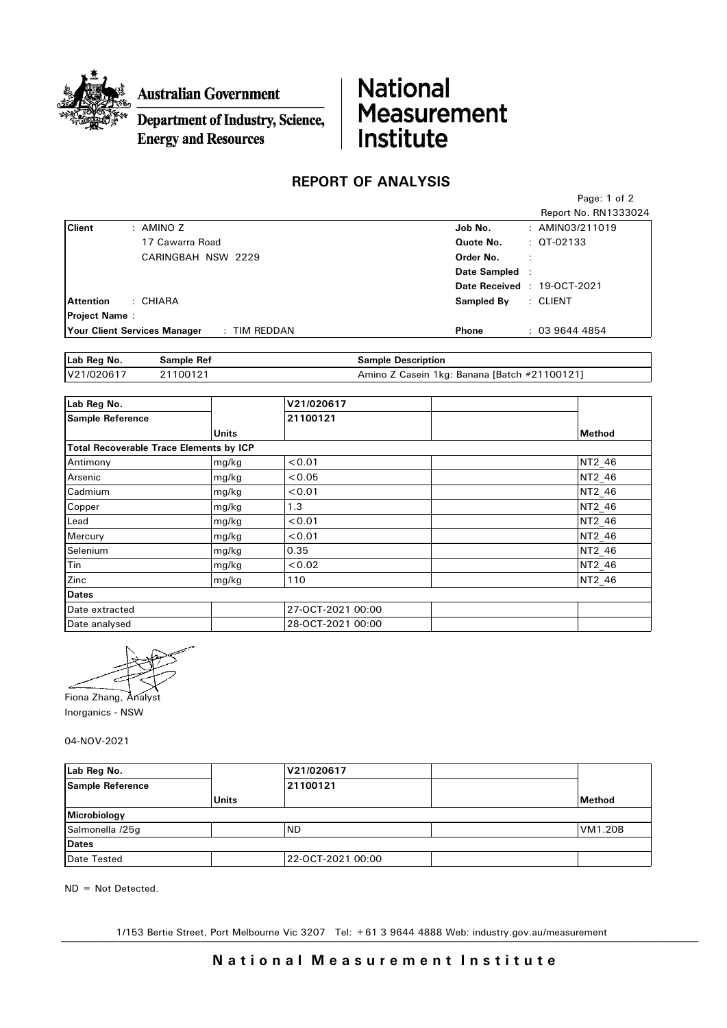Australian Government

Department of Industry, Science, Energy and Resources

National Measurement Institute

# REPORT OF ANALYSIS

Report No. RN1333024

| | | | |
|---|---|---|---|
| **Client** | : AMINO Z | **Job No.** | : AMIN03/211019 |
| | 17 Cawarra Road | **Quote No.** | : QT-02133 |
| | CARINGBAH NSW 2229 | **Order No.** | : |
| | | **Date Sampled** | : |
| | | **Date Received** | : 19-OCT-2021 |
| **Attention** | : CHIARA | **Sampled By** | : CLIENT |
| **Project Name** | : | | |
| **Your Client Services Manager** | : TIM REDDAN | **Phone** | : 03 9644 4854 |

| Lab Reg No. | Sample Ref | Sample Description |
|---|---|---|
| V21/020617 | 21100121 | Amino Z Casein 1kg: Banana [Batch #21100121] |

| Lab Reg No. | | V21/020617 | | |
|---|---|---|---|---|
| **Sample Reference** | **Units** | **21100121** | | **Method** |
| **Total Recoverable Trace Elements by ICP** | | | | |
| Antimony | mg/kg | <0.01 | | NT2_46 |
| Arsenic | mg/kg | <0.05 | | NT2_46 |
| Cadmium | mg/kg | <0.01 | | NT2_46 |
| Copper | mg/kg | 1.3 | | NT2_46 |
| Lead | mg/kg | <0.01 | | NT2_46 |
| Mercury | mg/kg | <0.01 | | NT2_46 |
| Selenium | mg/kg | 0.35 | | NT2_46 |
| Tin | mg/kg | <0.02 | | NT2_46 |
| Zinc | mg/kg | 110 | | NT2_46 |
| **Dates** | | | | |
| Date extracted | | 27-OCT-2021 00:00 | | |
| Date analysed | | 28-OCT-2021 00:00 | | |

Fiona Zhang, Analyst
Inorganics - NSW

04-NOV-2021

| Lab Reg No. | | V21/020617 | | |
|---|---|---|---|---|
| **Sample Reference** | **Units** | **21100121** | | **Method** |
| **Microbiology** | | | | |
| Salmonella /25g | | ND | | VM1.20B |
| **Dates** | | | | |
| Date Tested | | 22-OCT-2021 00:00 | | |

ND = Not Detected.

1/153 Bertie Street, Port Melbourne Vic 3207 Tel: +61 3 9644 4888 Web: industry.gov.au/measurement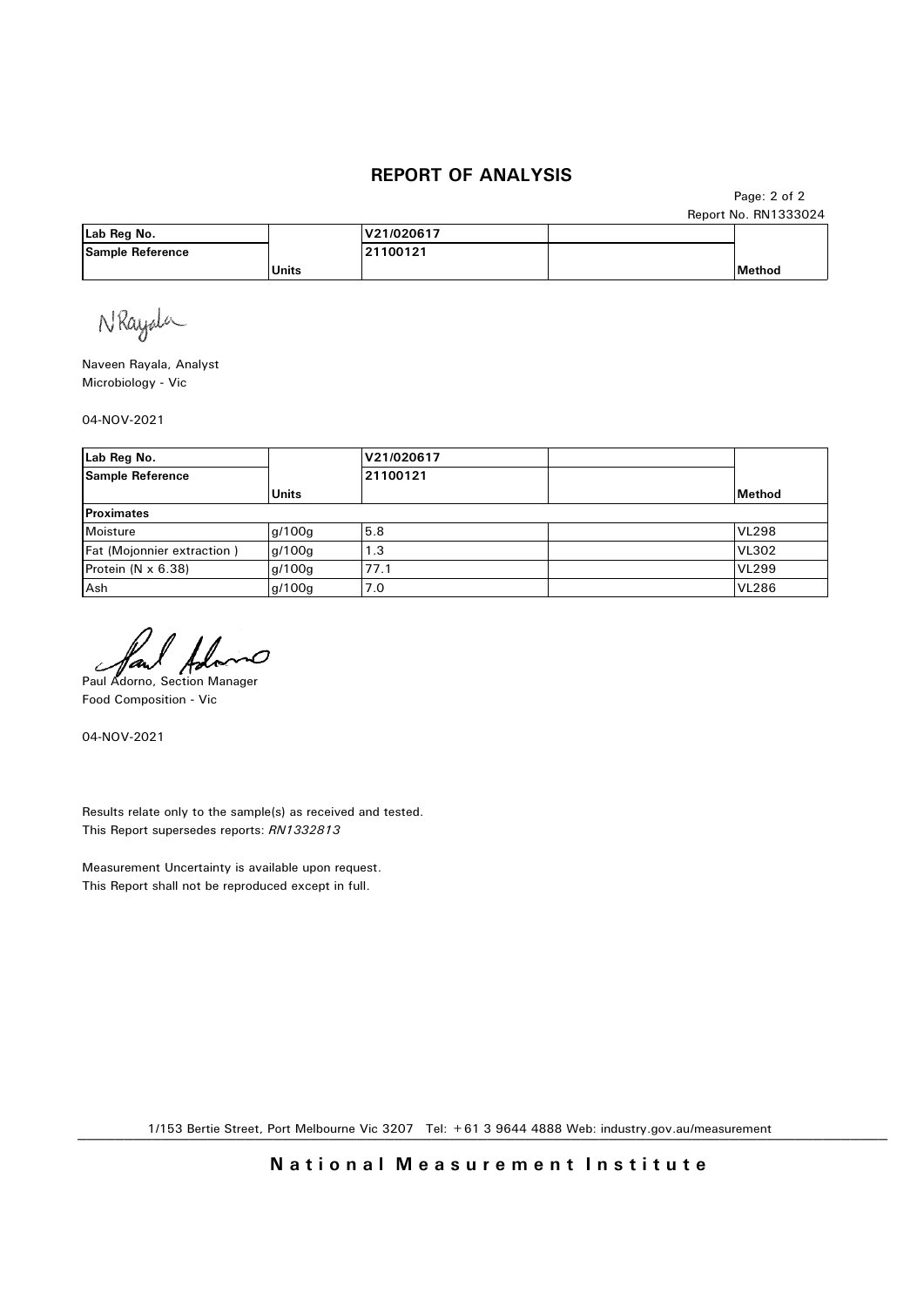# REPORT OF ANALYSIS

Report No. RN1333024

| Lab Reg No. | | V21/020617 | | |
|---|---|---|---|---|
| **Sample Reference** | | **21100121** | | |
| | **Units** | | | **Method** |

N Rayala

Naveen Rayala, Analyst
Microbiology - Vic

04-NOV-2021

| Lab Reg No. | | V21/020617 | | |
|---|---|---|---|---|
| **Sample Reference** | | **21100121** | | |
| | **Units** | | | **Method** |
| **Proximates** | | | | |
| Moisture | g/100g | 5.8 | | VL298 |
| Fat (Mojonnier extraction ) | g/100g | 1.3 | | VL302 |
| Protein (N x 6.38) | g/100g | 77.1 | | VL299 |
| Ash | g/100g | 7.0 | | VL286 |

Paul Adorno

Paul Adorno, Section Manager
Food Composition - Vic

04-NOV-2021

Results relate only to the sample(s) as received and tested.
This Report supersedes reports: *RN1332813*

Measurement Uncertainty is available upon request.
This Report shall not be reproduced except in full.

1/153 Bertie Street, Port Melbourne Vic 3207 Tel: +61 3 9644 4888 Web: industry.gov.au/measurement

**National Measurement Institute**